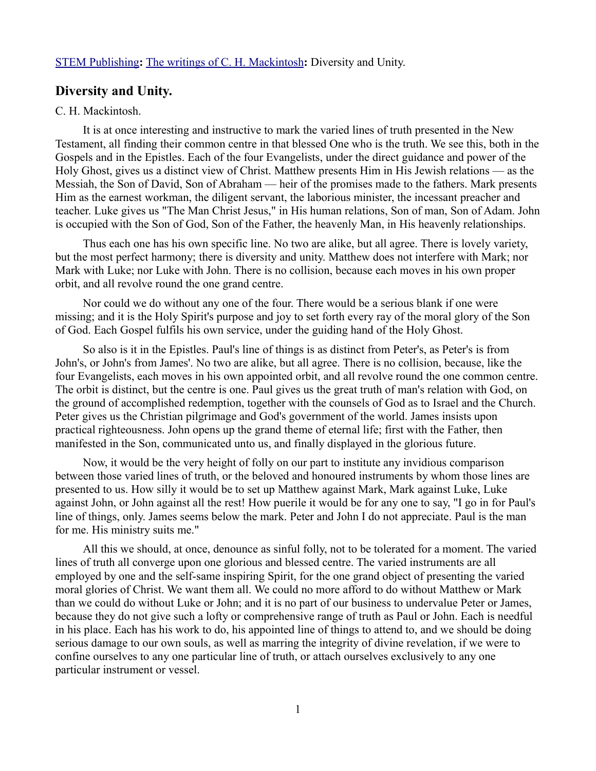STEM Publishing**:** The writings of C. H. Mackintosh**:** Diversity and Unity.

## Diversity and Unity.

C. H. Mackintosh.

It is at once interesting and instructive to mark the varied lines of truth presented in the New Testament, all finding their common centre in that blessed One who is the truth. We see this, both in the Gospels and in the Epistles. Each of the four Evangelists, under the direct guidance and power of the Holy Ghost, gives us a distinct view of Christ. Matthew presents Him in His Jewish relations — as the Messiah, the Son of David, Son of Abraham — heir of the promises made to the fathers. Mark presents Him as the earnest workman, the diligent servant, the laborious minister, the incessant preacher and teacher. Luke gives us "The Man Christ Jesus," in His human relations, Son of man, Son of Adam. John is occupied with the Son of God, Son of the Father, the heavenly Man, in His heavenly relationships.

Thus each one has his own specific line. No two are alike, but all agree. There is lovely variety, but the most perfect harmony; there is diversity and unity. Matthew does not interfere with Mark; nor Mark with Luke; nor Luke with John. There is no collision, because each moves in his own proper orbit, and all revolve round the one grand centre.

Nor could we do without any one of the four. There would be a serious blank if one were missing; and it is the Holy Spirit's purpose and joy to set forth every ray of the moral glory of the Son of God. Each Gospel fulfils his own service, under the guiding hand of the Holy Ghost.

So also is it in the Epistles. Paul's line of things is as distinct from Peter's, as Peter's is from John's, or John's from James'. No two are alike, but all agree. There is no collision, because, like the four Evangelists, each moves in his own appointed orbit, and all revolve round the one common centre. The orbit is distinct, but the centre is one. Paul gives us the great truth of man's relation with God, on the ground of accomplished redemption, together with the counsels of God as to Israel and the Church. Peter gives us the Christian pilgrimage and God's government of the world. James insists upon practical righteousness. John opens up the grand theme of eternal life; first with the Father, then manifested in the Son, communicated unto us, and finally displayed in the glorious future.

Now, it would be the very height of folly on our part to institute any invidious comparison between those varied lines of truth, or the beloved and honoured instruments by whom those lines are presented to us. How silly it would be to set up Matthew against Mark, Mark against Luke, Luke against John, or John against all the rest! How puerile it would be for any one to say, "I go in for Paul's line of things, only. James seems below the mark. Peter and John I do not appreciate. Paul is the man for me. His ministry suits me."

All this we should, at once, denounce as sinful folly, not to be tolerated for a moment. The varied lines of truth all converge upon one glorious and blessed centre. The varied instruments are all employed by one and the self-same inspiring Spirit, for the one grand object of presenting the varied moral glories of Christ. We want them all. We could no more afford to do without Matthew or Mark than we could do without Luke or John; and it is no part of our business to undervalue Peter or James, because they do not give such a lofty or comprehensive range of truth as Paul or John. Each is needful in his place. Each has his work to do, his appointed line of things to attend to, and we should be doing serious damage to our own souls, as well as marring the integrity of divine revelation, if we were to confine ourselves to any one particular line of truth, or attach ourselves exclusively to any one particular instrument or vessel.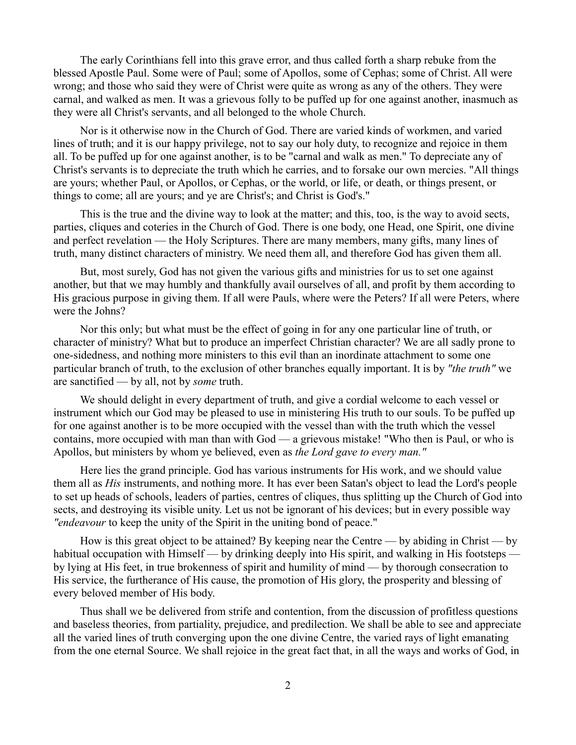The early Corinthians fell into this grave error, and thus called forth a sharp rebuke from the blessed Apostle Paul. Some were of Paul; some of Apollos, some of Cephas; some of Christ. All were wrong; and those who said they were of Christ were quite as wrong as any of the others. They were carnal, and walked as men. It was a grievous folly to be puffed up for one against another, inasmuch as they were all Christ's servants, and all belonged to the whole Church.

Nor is it otherwise now in the Church of God. There are varied kinds of workmen, and varied lines of truth; and it is our happy privilege, not to say our holy duty, to recognize and rejoice in them all. To be puffed up for one against another, is to be "carnal and walk as men." To depreciate any of Christ's servants is to depreciate the truth which he carries, and to forsake our own mercies. "All things are yours; whether Paul, or Apollos, or Cephas, or the world, or life, or death, or things present, or things to come; all are yours; and ye are Christ's; and Christ is God's."

This is the true and the divine way to look at the matter; and this, too, is the way to avoid sects, parties, cliques and coteries in the Church of God. There is one body, one Head, one Spirit, one divine and perfect revelation — the Holy Scriptures. There are many members, many gifts, many lines of truth, many distinct characters of ministry. We need them all, and therefore God has given them all.

But, most surely, God has not given the various gifts and ministries for us to set one against another, but that we may humbly and thankfully avail ourselves of all, and profit by them according to His gracious purpose in giving them. If all were Pauls, where were the Peters? If all were Peters, where were the Johns?

Nor this only; but what must be the effect of going in for any one particular line of truth, or character of ministry? What but to produce an imperfect Christian character? We are all sadly prone to one-sidedness, and nothing more ministers to this evil than an inordinate attachment to some one particular branch of truth, to the exclusion of other branches equally important. It is by *"the truth"* we are sanctified — by all, not by *some* truth.

We should delight in every department of truth, and give a cordial welcome to each vessel or instrument which our God may be pleased to use in ministering His truth to our souls. To be puffed up for one against another is to be more occupied with the vessel than with the truth which the vessel contains, more occupied with man than with God — a grievous mistake! "Who then is Paul, or who is Apollos, but ministers by whom ye believed, even as *the Lord gave to every man."*

Here lies the grand principle. God has various instruments for His work, and we should value them all as *His* instruments, and nothing more. It has ever been Satan's object to lead the Lord's people to set up heads of schools, leaders of parties, centres of cliques, thus splitting up the Church of God into sects, and destroying its visible unity. Let us not be ignorant of his devices; but in every possible way *"endeavour* to keep the unity of the Spirit in the uniting bond of peace."

How is this great object to be attained? By keeping near the Centre — by abiding in Christ — by habitual occupation with Himself — by drinking deeply into His spirit, and walking in His footsteps — by lying at His feet, in true brokenness of spirit and humility of mind — by thorough consecration to His service, the furtherance of His cause, the promotion of His glory, the prosperity and blessing of every beloved member of His body.

Thus shall we be delivered from strife and contention, from the discussion of profitless questions and baseless theories, from partiality, prejudice, and predilection. We shall be able to see and appreciate all the varied lines of truth converging upon the one divine Centre, the varied rays of light emanating from the one eternal Source. We shall rejoice in the great fact that, in all the ways and works of God, in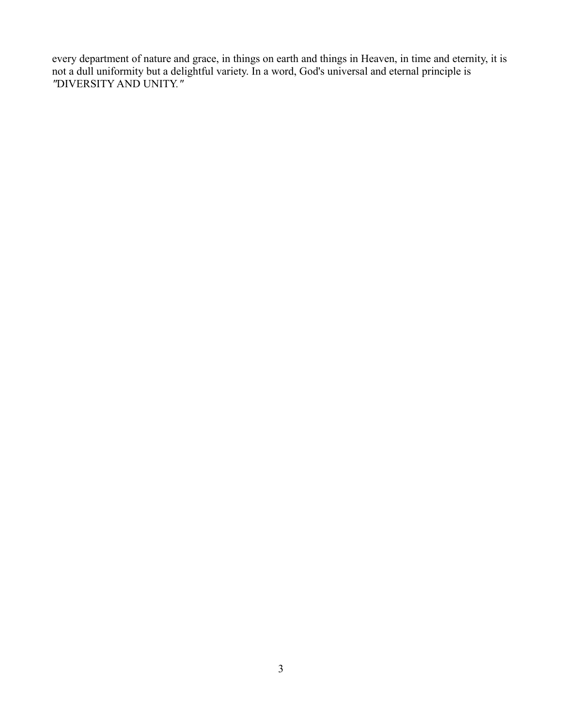every department of nature and grace, in things on earth and things in Heaven, in time and eternity, it is not a dull uniformity but a delightful variety. In a word, God's universal and eternal principle is ″DIVERSITY AND UNITY.″